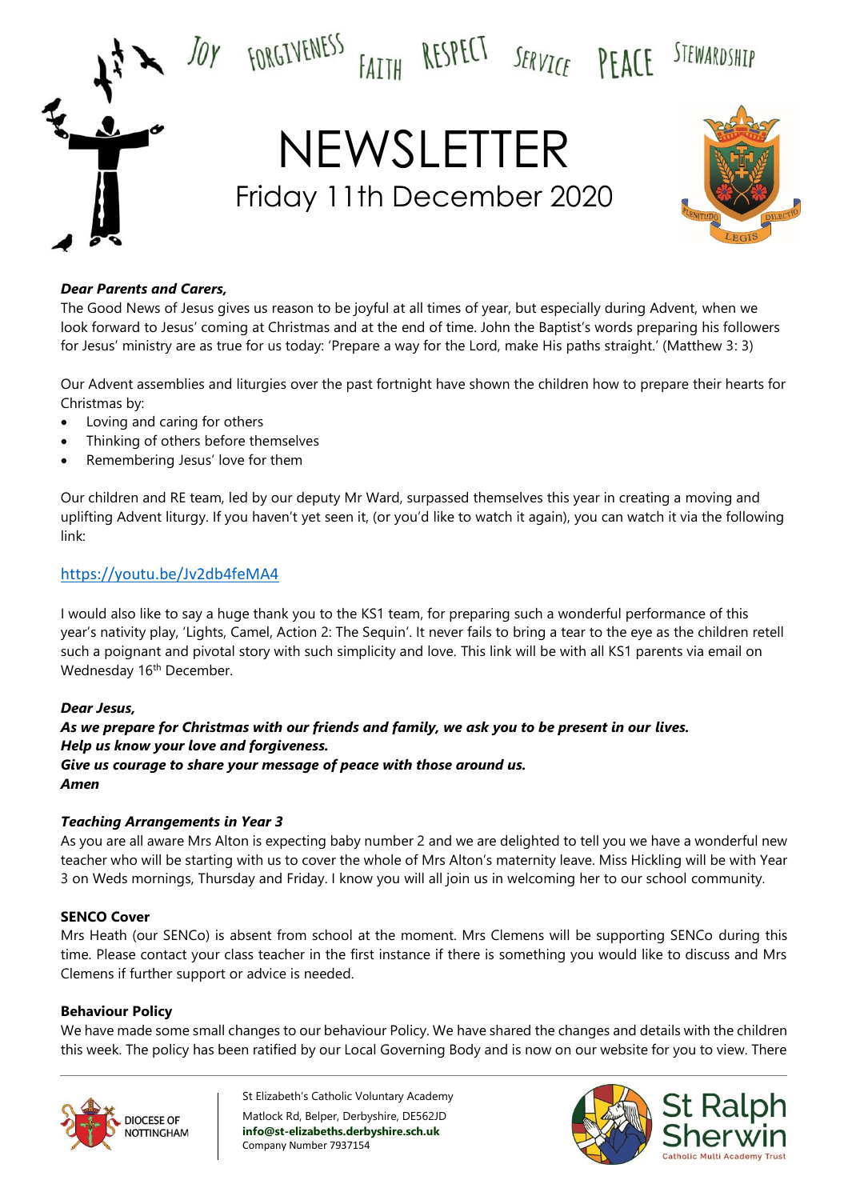JOY FORGIVENESS FAITH RESPECT SERVICE PEACE STEWARDSHIP

# NEWSLETTER

## Friday 11th December 2020

***Dear Parents and Carers,***

The Good News of Jesus gives us reason to be joyful at all times of year, but especially during Advent, when we look forward to Jesus' coming at Christmas and at the end of time. John the Baptist's words preparing his followers for Jesus' ministry are as true for us today: 'Prepare a way for the Lord, make His paths straight.' (Matthew 3: 3)

Our Advent assemblies and liturgies over the past fortnight have shown the children how to prepare their hearts for Christmas by:

- Loving and caring for others
- Thinking of others before themselves
- Remembering Jesus' love for them

Our children and RE team, led by our deputy Mr Ward, surpassed themselves this year in creating a moving and uplifting Advent liturgy. If you haven't yet seen it, (or you'd like to watch it again), you can watch it via the following link:

https://youtu.be/Jv2db4feMA4

I would also like to say a huge thank you to the KS1 team, for preparing such a wonderful performance of this year's nativity play, 'Lights, Camel, Action 2: The Sequin'. It never fails to bring a tear to the eye as the children retell such a poignant and pivotal story with such simplicity and love. This link will be with all KS1 parents via email on Wednesday 16th December.

***Dear Jesus,***
***As we prepare for Christmas with our friends and family, we ask you to be present in our lives.***
***Help us know your love and forgiveness.***
***Give us courage to share your message of peace with those around us.***
***Amen***

***Teaching Arrangements in Year 3***

As you are all aware Mrs Alton is expecting baby number 2 and we are delighted to tell you we have a wonderful new teacher who will be starting with us to cover the whole of Mrs Alton's maternity leave. Miss Hickling will be with Year 3 on Weds mornings, Thursday and Friday. I know you will all join us in welcoming her to our school community.

**SENCO Cover**

Mrs Heath (our SENCo) is absent from school at the moment. Mrs Clemens will be supporting SENCo during this time. Please contact your class teacher in the first instance if there is something you would like to discuss and Mrs Clemens if further support or advice is needed.

**Behaviour Policy**

We have made some small changes to our behaviour Policy. We have shared the changes and details with the children this week. The policy has been ratified by our Local Governing Body and is now on our website for you to view. There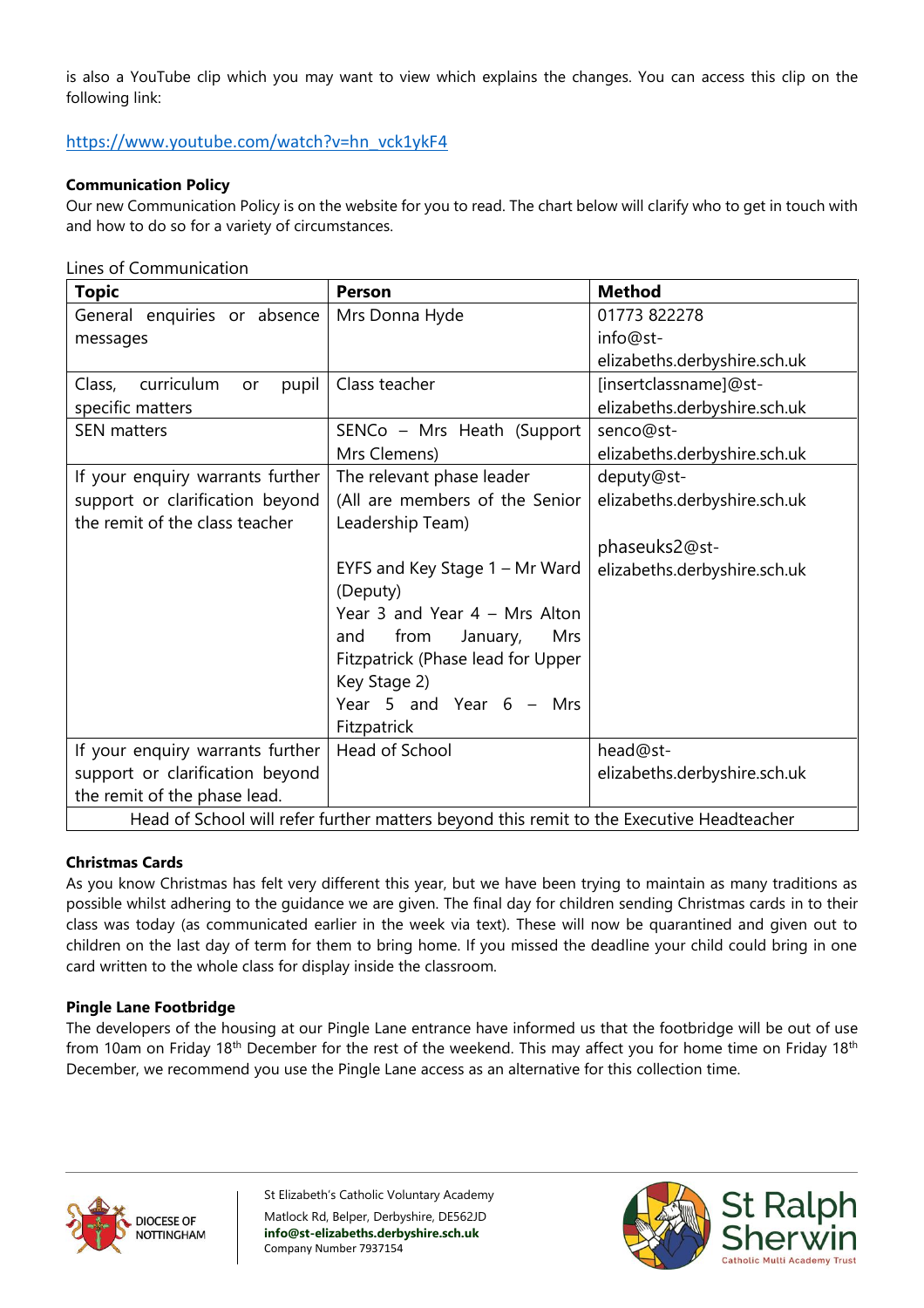is also a YouTube clip which you may want to view which explains the changes. You can access this clip on the following link:

https://www.youtube.com/watch?v=hn_vck1ykF4

**Communication Policy**

Our new Communication Policy is on the website for you to read. The chart below will clarify who to get in touch with and how to do so for a variety of circumstances.

Lines of Communication

| Topic | Person | Method |
|---|---|---|
| General enquiries or absence messages | Mrs Donna Hyde | 01773 822278<br>info@st-elizabeths.derbyshire.sch.uk |
| Class, curriculum or pupil specific matters | Class teacher | [insertclassname]@st-elizabeths.derbyshire.sch.uk |
| SEN matters | SENCo – Mrs Heath (Support Mrs Clemens) | senco@st-elizabeths.derbyshire.sch.uk |
| If your enquiry warrants further support or clarification beyond the remit of the class teacher | The relevant phase leader (All are members of the Senior Leadership Team)<br><br>EYFS and Key Stage 1 – Mr Ward (Deputy)<br>Year 3 and Year 4 – Mrs Alton and from January, Mrs Fitzpatrick (Phase lead for Upper Key Stage 2)<br>Year 5 and Year 6 – Mrs Fitzpatrick | deputy@st-elizabeths.derbyshire.sch.uk<br><br>phaseuks2@st-elizabeths.derbyshire.sch.uk |
| If your enquiry warrants further support or clarification beyond the remit of the phase lead. | Head of School | head@st-elizabeths.derbyshire.sch.uk |
| Head of School will refer further matters beyond this remit to the Executive Headteacher | | |

**Christmas Cards**

As you know Christmas has felt very different this year, but we have been trying to maintain as many traditions as possible whilst adhering to the guidance we are given. The final day for children sending Christmas cards in to their class was today (as communicated earlier in the week via text). These will now be quarantined and given out to children on the last day of term for them to bring home. If you missed the deadline your child could bring in one card written to the whole class for display inside the classroom.

**Pingle Lane Footbridge**

The developers of the housing at our Pingle Lane entrance have informed us that the footbridge will be out of use from 10am on Friday 18th December for the rest of the weekend. This may affect you for home time on Friday 18th December, we recommend you use the Pingle Lane access as an alternative for this collection time.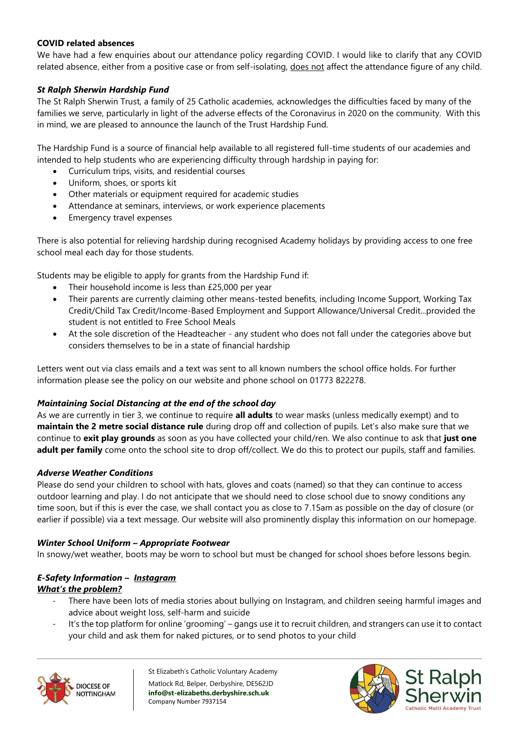**COVID related absences**

We have had a few enquiries about our attendance policy regarding COVID. I would like to clarify that any COVID related absence, either from a positive case or from self-isolating, does not affect the attendance figure of any child.

***St Ralph Sherwin Hardship Fund***

The St Ralph Sherwin Trust, a family of 25 Catholic academies, acknowledges the difficulties faced by many of the families we serve, particularly in light of the adverse effects of the Coronavirus in 2020 on the community. With this in mind, we are pleased to announce the launch of the Trust Hardship Fund.

The Hardship Fund is a source of financial help available to all registered full-time students of our academies and intended to help students who are experiencing difficulty through hardship in paying for:

- Curriculum trips, visits, and residential courses
- Uniform, shoes, or sports kit
- Other materials or equipment required for academic studies
- Attendance at seminars, interviews, or work experience placements
- Emergency travel expenses

There is also potential for relieving hardship during recognised Academy holidays by providing access to one free school meal each day for those students.

Students may be eligible to apply for grants from the Hardship Fund if:

- Their household income is less than £25,000 per year
- Their parents are currently claiming other means-tested benefits, including Income Support, Working Tax Credit/Child Tax Credit/Income-Based Employment and Support Allowance/Universal Credit...provided the student is not entitled to Free School Meals
- At the sole discretion of the Headteacher - any student who does not fall under the categories above but considers themselves to be in a state of financial hardship

Letters went out via class emails and a text was sent to all known numbers the school office holds. For further information please see the policy on our website and phone school on 01773 822278.

***Maintaining Social Distancing at the end of the school day***

As we are currently in tier 3, we continue to require **all adults** to wear masks (unless medically exempt) and to **maintain the 2 metre social distance rule** during drop off and collection of pupils. Let's also make sure that we continue to **exit play grounds** as soon as you have collected your child/ren. We also continue to ask that **just one adult per family** come onto the school site to drop off/collect. We do this to protect our pupils, staff and families.

***Adverse Weather Conditions***

Please do send your children to school with hats, gloves and coats (named) so that they can continue to access outdoor learning and play. I do not anticipate that we should need to close school due to snowy conditions any time soon, but if this is ever the case, we shall contact you as close to 7.15am as possible on the day of closure (or earlier if possible) via a text message. Our website will also prominently display this information on our homepage.

***Winter School Uniform – Appropriate Footwear***

In snowy/wet weather, boots may be worn to school but must be changed for school shoes before lessons begin.

***E-Safety Information – Instagram***

***What's the problem?***

- There have been lots of media stories about bullying on Instagram, and children seeing harmful images and advice about weight loss, self-harm and suicide
- It's the top platform for online 'grooming' – gangs use it to recruit children, and strangers can use it to contact your child and ask them for naked pictures, or to send photos to your child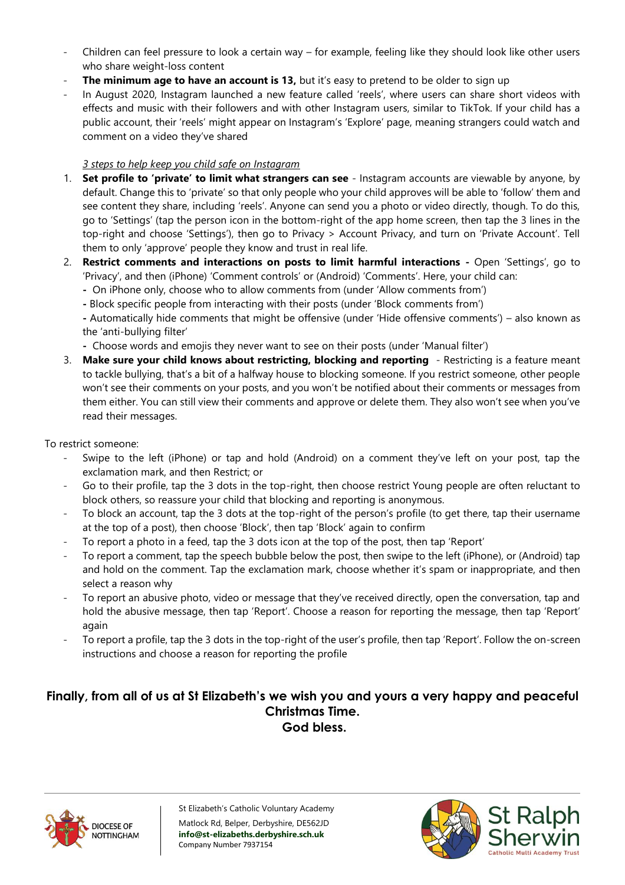- Children can feel pressure to look a certain way – for example, feeling like they should look like other users who share weight-loss content
- **The minimum age to have an account is 13,** but it's easy to pretend to be older to sign up
- In August 2020, Instagram launched a new feature called 'reels', where users can share short videos with effects and music with their followers and with other Instagram users, similar to TikTok. If your child has a public account, their 'reels' might appear on Instagram's 'Explore' page, meaning strangers could watch and comment on a video they've shared

*3 steps to help keep you child safe on Instagram*

1. **Set profile to 'private' to limit what strangers can see** - Instagram accounts are viewable by anyone, by default. Change this to 'private' so that only people who your child approves will be able to 'follow' them and see content they share, including 'reels'. Anyone can send you a photo or video directly, though. To do this, go to 'Settings' (tap the person icon in the bottom-right of the app home screen, then tap the 3 lines in the top-right and choose 'Settings'), then go to Privacy > Account Privacy, and turn on 'Private Account'. Tell them to only 'approve' people they know and trust in real life.
2. **Restrict comments and interactions on posts to limit harmful interactions -** Open 'Settings', go to 'Privacy', and then (iPhone) 'Comment controls' or (Android) 'Comments'. Here, your child can:
   - On iPhone only, choose who to allow comments from (under 'Allow comments from')
   - Block specific people from interacting with their posts (under 'Block comments from')
   - Automatically hide comments that might be offensive (under 'Hide offensive comments') – also known as the 'anti-bullying filter'
   - Choose words and emojis they never want to see on their posts (under 'Manual filter')
3. **Make sure your child knows about restricting, blocking and reporting** - Restricting is a feature meant to tackle bullying, that's a bit of a halfway house to blocking someone. If you restrict someone, other people won't see their comments on your posts, and you won't be notified about their comments or messages from them either. You can still view their comments and approve or delete them. They also won't see when you've read their messages.

To restrict someone:

- Swipe to the left (iPhone) or tap and hold (Android) on a comment they've left on your post, tap the exclamation mark, and then Restrict; or
- Go to their profile, tap the 3 dots in the top-right, then choose restrict Young people are often reluctant to block others, so reassure your child that blocking and reporting is anonymous.
- To block an account, tap the 3 dots at the top-right of the person's profile (to get there, tap their username at the top of a post), then choose 'Block', then tap 'Block' again to confirm
- To report a photo in a feed, tap the 3 dots icon at the top of the post, then tap 'Report'
- To report a comment, tap the speech bubble below the post, then swipe to the left (iPhone), or (Android) tap and hold on the comment. Tap the exclamation mark, choose whether it's spam or inappropriate, and then select a reason why
- To report an abusive photo, video or message that they've received directly, open the conversation, tap and hold the abusive message, then tap 'Report'. Choose a reason for reporting the message, then tap 'Report' again
- To report a profile, tap the 3 dots in the top-right of the user's profile, then tap 'Report'. Follow the on-screen instructions and choose a reason for reporting the profile

**Finally, from all of us at St Elizabeth's we wish you and yours a very happy and peaceful Christmas Time.**
**God bless.**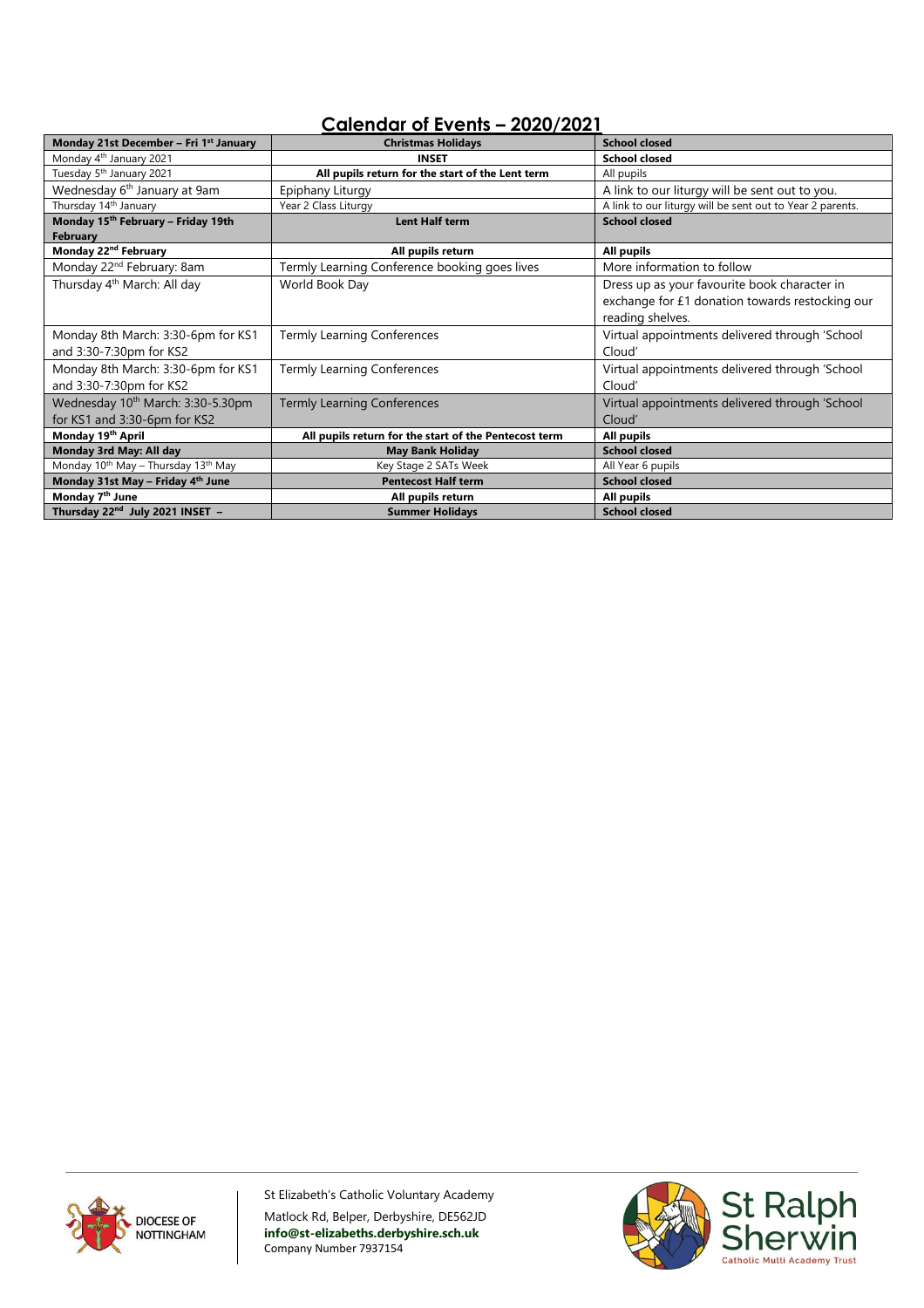# Calendar of Events – 2020/2021

| | | |
|---|---|---|
| **Monday 21st December – Fri 1st January** | **Christmas Holidays** | **School closed** |
| Monday 4th January 2021 | **INSET** | **School closed** |
| Tuesday 5th January 2021 | **All pupils return for the start of the Lent term** | All pupils |
| Wednesday 6th January at 9am | Epiphany Liturgy | A link to our liturgy will be sent out to you. |
| Thursday 14th January | Year 2 Class Liturgy | A link to our liturgy will be sent out to Year 2 parents. |
| **Monday 15th February – Friday 19th February** | **Lent Half term** | **School closed** |
| **Monday 22nd February** | **All pupils return** | **All pupils** |
| Monday 22nd February: 8am | Termly Learning Conference booking goes lives | More information to follow |
| Thursday 4th March: All day | World Book Day | Dress up as your favourite book character in exchange for £1 donation towards restocking our reading shelves. |
| Monday 8th March: 3:30-6pm for KS1 and 3:30-7:30pm for KS2 | Termly Learning Conferences | Virtual appointments delivered through 'School Cloud' |
| Monday 8th March: 3:30-6pm for KS1 and 3:30-7:30pm for KS2 | Termly Learning Conferences | Virtual appointments delivered through 'School Cloud' |
| Wednesday 10th March: 3:30-5.30pm for KS1 and 3:30-6pm for KS2 | Termly Learning Conferences | Virtual appointments delivered through 'School Cloud' |
| **Monday 19th April** | **All pupils return for the start of the Pentecost term** | **All pupils** |
| **Monday 3rd May: All day** | **May Bank Holiday** | **School closed** |
| Monday 10th May – Thursday 13th May | Key Stage 2 SATs Week | All Year 6 pupils |
| **Monday 31st May – Friday 4th June** | **Pentecost Half term** | **School closed** |
| **Monday 7th June** | **All pupils return** | **All pupils** |
| **Thursday 22nd July 2021 INSET –** | **Summer Holidays** | **School closed** |

St Elizabeth's Catholic Voluntary Academy
Matlock Rd, Belper, Derbyshire, DE562JD
**info@st-elizabeths.derbyshire.sch.uk**
Company Number 7937154